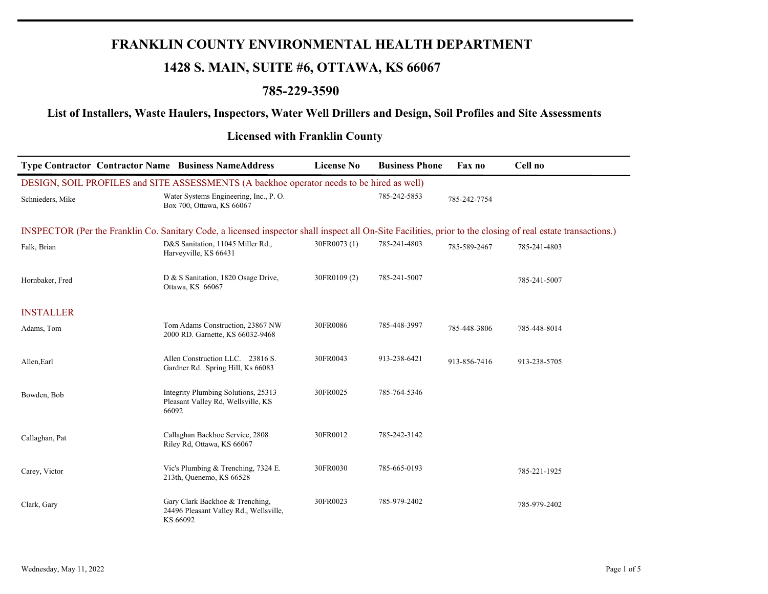# FRANKLIN COUNTY ENVIRONMENTAL HEALTH DEPARTMENT

## 1428 S. MAIN, SUITE #6, OTTAWA, KS 66067

## 785-229-3590

### List of Installers, Waste Haulers, Inspectors, Water Well Drillers and Design, Soil Profiles and Site Assessments

### Licensed with Franklin County

| Type Contractor Contractor Name | Business NameAddress | License No | Business Phone | Fax no | Cell no |
|---|---|---|---|---|---|
| **DESIGN, SOIL PROFILES and SITE ASSESSMENTS (A backhoe operator needs to be hired as well)** | | | | | |
| Schnieders, Mike | Water Systems Engineering, Inc., P. O. Box 700, Ottawa, KS 66067 | | 785-242-5853 | 785-242-7754 | |
| **INSPECTOR (Per the Franklin Co. Sanitary Code, a licensed inspector shall inspect all On-Site Facilities, prior to the closing of real estate transactions.)** | | | | | |
| Falk, Brian | D&S Sanitation, 11045 Miller Rd., Harveyville, KS 66431 | 30FR0073 (1) | 785-241-4803 | 785-589-2467 | 785-241-4803 |
| Hornbaker, Fred | D & S Sanitation, 1820 Osage Drive, Ottawa, KS 66067 | 30FR0109 (2) | 785-241-5007 | | 785-241-5007 |
| **INSTALLER** | | | | | |
| Adams, Tom | Tom Adams Construction, 23867 NW 2000 RD. Garnette, KS 66032-9468 | 30FR0086 | 785-448-3997 | 785-448-3806 | 785-448-8014 |
| Allen,Earl | Allen Construction LLC. 23816 S. Gardner Rd. Spring Hill, Ks 66083 | 30FR0043 | 913-238-6421 | 913-856-7416 | 913-238-5705 |
| Bowden, Bob | Integrity Plumbing Solutions, 25313 Pleasant Valley Rd, Wellsville, KS 66092 | 30FR0025 | 785-764-5346 | | |
| Callaghan, Pat | Callaghan Backhoe Service, 2808 Riley Rd, Ottawa, KS 66067 | 30FR0012 | 785-242-3142 | | |
| Carey, Victor | Vic's Plumbing & Trenching, 7324 E. 213th, Quenemo, KS 66528 | 30FR0030 | 785-665-0193 | | 785-221-1925 |
| Clark, Gary | Gary Clark Backhoe & Trenching, 24496 Pleasant Valley Rd., Wellsville, KS 66092 | 30FR0023 | 785-979-2402 | | 785-979-2402 |

Wednesday, May 11, 2022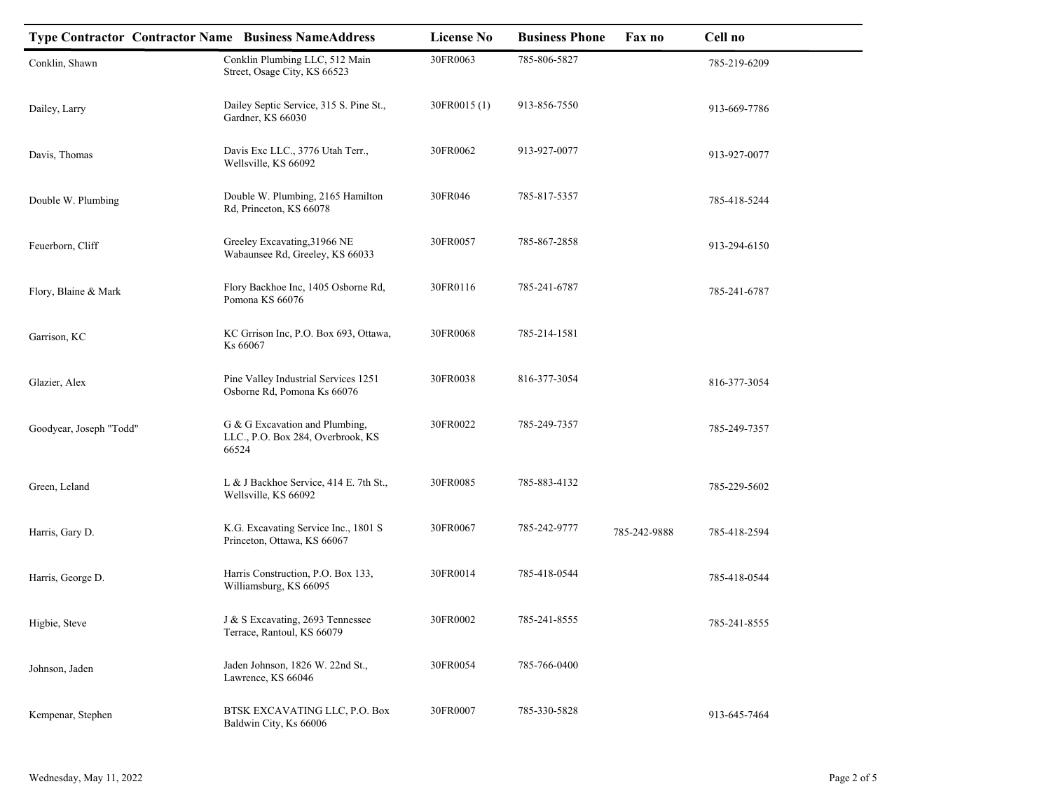| Type Contractor | Contractor Name | Business NameAddress | License No | Business Phone | Fax no | Cell no |
|---|---|---|---|---|---|---|
| Conklin, Shawn | | Conklin Plumbing LLC, 512 Main Street, Osage City, KS 66523 | 30FR0063 | 785-806-5827 | | 785-219-6209 |
| Dailey, Larry | | Dailey Septic Service, 315 S. Pine St., Gardner, KS 66030 | 30FR0015 (1) | 913-856-7550 | | 913-669-7786 |
| Davis, Thomas | | Davis Exc LLC., 3776 Utah Terr., Wellsville, KS 66092 | 30FR0062 | 913-927-0077 | | 913-927-0077 |
| Double W. Plumbing | | Double W. Plumbing, 2165 Hamilton Rd, Princeton, KS 66078 | 30FR046 | 785-817-5357 | | 785-418-5244 |
| Feuerborn, Cliff | | Greeley Excavating,31966 NE Wabaunsee Rd, Greeley, KS 66033 | 30FR0057 | 785-867-2858 | | 913-294-6150 |
| Flory, Blaine & Mark | | Flory Backhoe Inc, 1405 Osborne Rd, Pomona KS 66076 | 30FR0116 | 785-241-6787 | | 785-241-6787 |
| Garrison, KC | | KC Grrison Inc, P.O. Box 693, Ottawa, Ks 66067 | 30FR0068 | 785-214-1581 | | |
| Glazier, Alex | | Pine Valley Industrial Services 1251 Osborne Rd, Pomona Ks 66076 | 30FR0038 | 816-377-3054 | | 816-377-3054 |
| Goodyear, Joseph "Todd" | | G & G Excavation and Plumbing, LLC., P.O. Box 284, Overbrook, KS 66524 | 30FR0022 | 785-249-7357 | | 785-249-7357 |
| Green, Leland | | L & J Backhoe Service, 414 E. 7th St., Wellsville, KS 66092 | 30FR0085 | 785-883-4132 | | 785-229-5602 |
| Harris, Gary D. | | K.G. Excavating Service Inc., 1801 S Princeton, Ottawa, KS 66067 | 30FR0067 | 785-242-9777 | 785-242-9888 | 785-418-2594 |
| Harris, George D. | | Harris Construction, P.O. Box 133, Williamsburg, KS 66095 | 30FR0014 | 785-418-0544 | | 785-418-0544 |
| Higbie, Steve | | J & S Excavating, 2693 Tennessee Terrace, Rantoul, KS 66079 | 30FR0002 | 785-241-8555 | | 785-241-8555 |
| Johnson, Jaden | | Jaden Johnson, 1826 W. 22nd St., Lawrence, KS 66046 | 30FR0054 | 785-766-0400 | | |
| Kempenar, Stephen | | BTSK EXCAVATING LLC, P.O. Box Baldwin City, Ks 66006 | 30FR0007 | 785-330-5828 | | 913-645-7464 |

Wednesday, May 11, 2022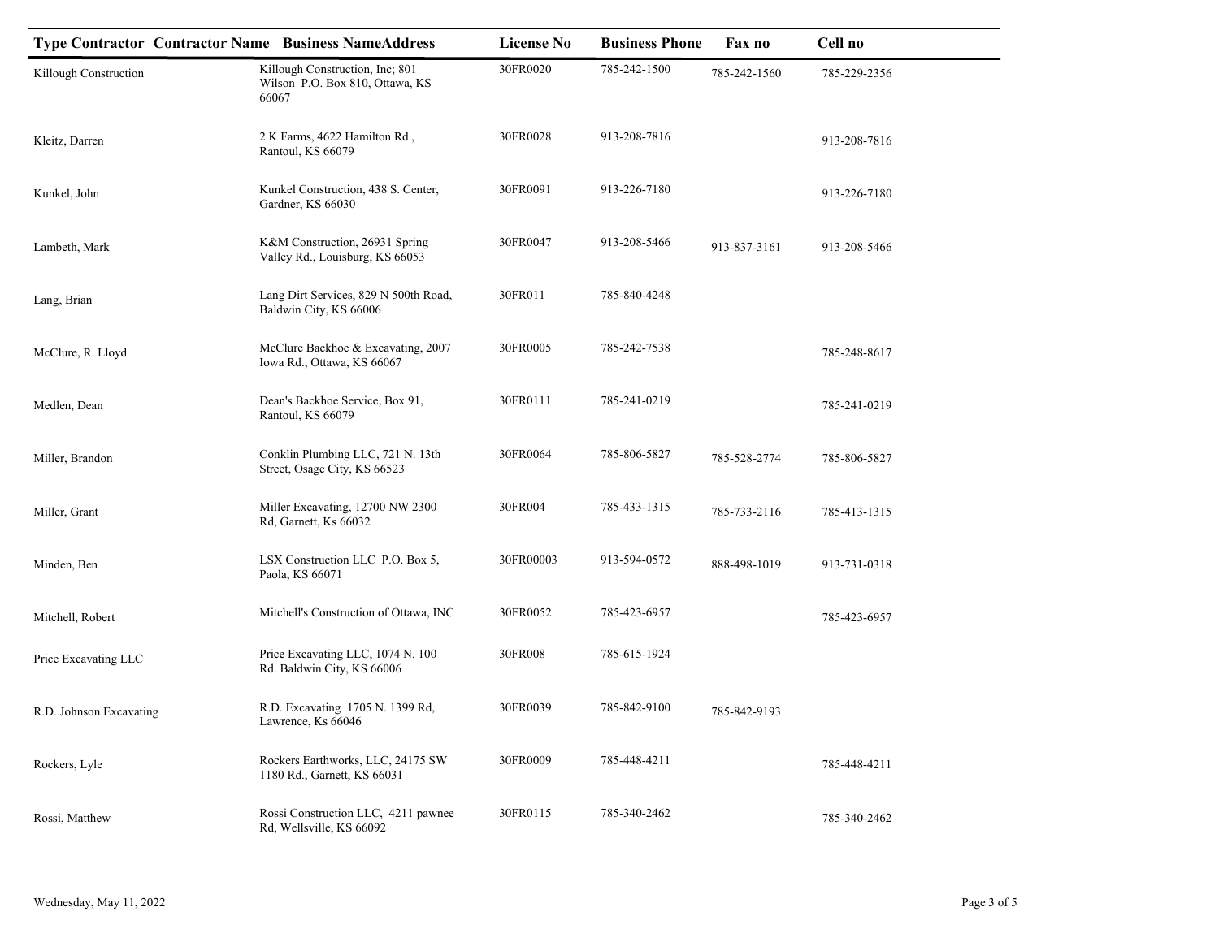| Type Contractor | Contractor Name | Business NameAddress | License No | Business Phone | Fax no | Cell no |
|---|---|---|---|---|---|---|
| Killough Construction | | Killough Construction, Inc; 801 Wilson P.O. Box 810, Ottawa, KS 66067 | 30FR0020 | 785-242-1500 | 785-242-1560 | 785-229-2356 |
| Kleitz, Darren | | 2 K Farms, 4622 Hamilton Rd., Rantoul, KS 66079 | 30FR0028 | 913-208-7816 | | 913-208-7816 |
| Kunkel, John | | Kunkel Construction, 438 S. Center, Gardner, KS 66030 | 30FR0091 | 913-226-7180 | | 913-226-7180 |
| Lambeth, Mark | | K&M Construction, 26931 Spring Valley Rd., Louisburg, KS 66053 | 30FR0047 | 913-208-5466 | 913-837-3161 | 913-208-5466 |
| Lang, Brian | | Lang Dirt Services, 829 N 500th Road, Baldwin City, KS 66006 | 30FR011 | 785-840-4248 | | |
| McClure, R. Lloyd | | McClure Backhoe & Excavating, 2007 Iowa Rd., Ottawa, KS 66067 | 30FR0005 | 785-242-7538 | | 785-248-8617 |
| Medlen, Dean | | Dean's Backhoe Service, Box 91, Rantoul, KS 66079 | 30FR0111 | 785-241-0219 | | 785-241-0219 |
| Miller, Brandon | | Conklin Plumbing LLC, 721 N. 13th Street, Osage City, KS 66523 | 30FR0064 | 785-806-5827 | 785-528-2774 | 785-806-5827 |
| Miller, Grant | | Miller Excavating, 12700 NW 2300 Rd, Garnett, Ks 66032 | 30FR004 | 785-433-1315 | 785-733-2116 | 785-413-1315 |
| Minden, Ben | | LSX Construction LLC P.O. Box 5, Paola, KS 66071 | 30FR00003 | 913-594-0572 | 888-498-1019 | 913-731-0318 |
| Mitchell, Robert | | Mitchell's Construction of Ottawa, INC | 30FR0052 | 785-423-6957 | | 785-423-6957 |
| Price Excavating LLC | | Price Excavating LLC, 1074 N. 100 Rd. Baldwin City, KS 66006 | 30FR008 | 785-615-1924 | | |
| R.D. Johnson Excavating | | R.D. Excavating 1705 N. 1399 Rd, Lawrence, Ks 66046 | 30FR0039 | 785-842-9100 | 785-842-9193 | |
| Rockers, Lyle | | Rockers Earthworks, LLC, 24175 SW 1180 Rd., Garnett, KS 66031 | 30FR0009 | 785-448-4211 | | 785-448-4211 |
| Rossi, Matthew | | Rossi Construction LLC, 4211 pawnee Rd, Wellsville, KS 66092 | 30FR0115 | 785-340-2462 | | 785-340-2462 |

Wednesday, May 11, 2022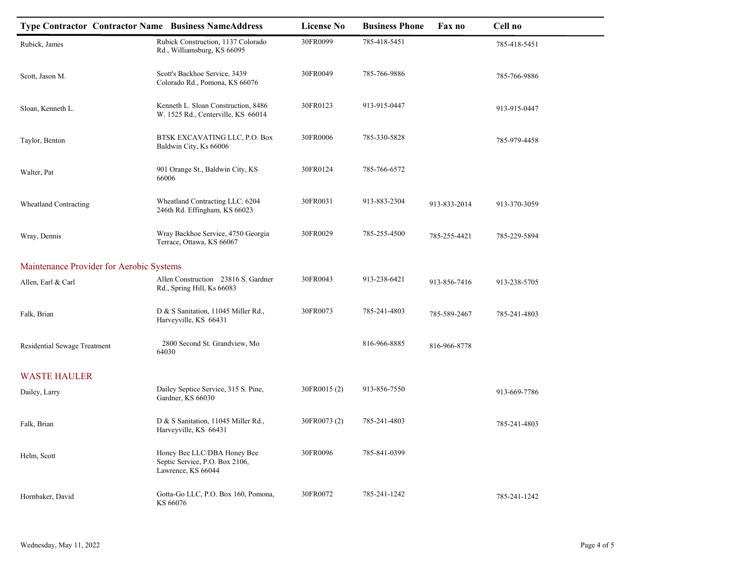| Type Contractor | Contractor Name | Business NameAddress | License No | Business Phone | Fax no | Cell no |
|---|---|---|---|---|---|---|
| Rubick, James | | Rubick Construction, 1137 Colorado Rd., Williamsburg, KS 66095 | 30FR0099 | 785-418-5451 | | 785-418-5451 |
| Scott, Jason M. | | Scott's Backhoe Service, 3439 Colorado Rd., Pomona, KS 66076 | 30FR0049 | 785-766-9886 | | 785-766-9886 |
| Sloan, Kenneth L. | | Kenneth L. Sloan Construction, 8486 W. 1525 Rd., Centerville, KS 66014 | 30FR0123 | 913-915-0447 | | 913-915-0447 |
| Taylor, Benton | | BTSK EXCAVATING LLC, P.O. Box Baldwin City, Ks 66006 | 30FR0006 | 785-330-5828 | | 785-979-4458 |
| Walter, Pat | | 901 Orange St., Baldwin City, KS 66006 | 30FR0124 | 785-766-6572 | | |
| Wheatland Contracting | | Wheatland Contracting LLC. 6204 246th Rd. Effingham, KS 66023 | 30FR0031 | 913-883-2304 | 913-833-2014 | 913-370-3059 |
| Wray, Dennis | | Wray Backhoe Service, 4750 Georgia Terrace, Ottawa, KS 66067 | 30FR0029 | 785-255-4500 | 785-255-4421 | 785-229-5894 |
| **Maintenance Provider for Aerobic Systems** | | | | | | |
| Allen, Earl & Carl | | Allen Construction 23816 S. Gardner Rd., Spring Hill, Ks 66083 | 30FR0043 | 913-238-6421 | 913-856-7416 | 913-238-5705 |
| Falk, Brian | | D & S Sanitation, 11045 Miller Rd., Harveyville, KS 66431 | 30FR0073 | 785-241-4803 | 785-589-2467 | 785-241-4803 |
| Residential Sewage Treatment | | 2800 Second St. Grandview, Mo 64030 | | 816-966-8885 | 816-966-8778 | |
| **WASTE HAULER** | | | | | | |
| Dailey, Larry | | Dailey Septice Service, 315 S. Pine, Gardner, KS 66030 | 30FR0015 (2) | 913-856-7550 | | 913-669-7786 |
| Falk, Brian | | D & S Sanitation, 11045 Miller Rd., Harveyville, KS 66431 | 30FR0073 (2) | 785-241-4803 | | 785-241-4803 |
| Helm, Scott | | Honey Bee LLC/DBA Honey Bee Septic Service, P.O. Box 2106, Lawrence, KS 66044 | 30FR0096 | 785-841-0399 | | |
| Hornbaker, David | | Gotta-Go LLC, P.O. Box 160, Pomona, KS 66076 | 30FR0072 | 785-241-1242 | | 785-241-1242 |

Wednesday, May 11, 2022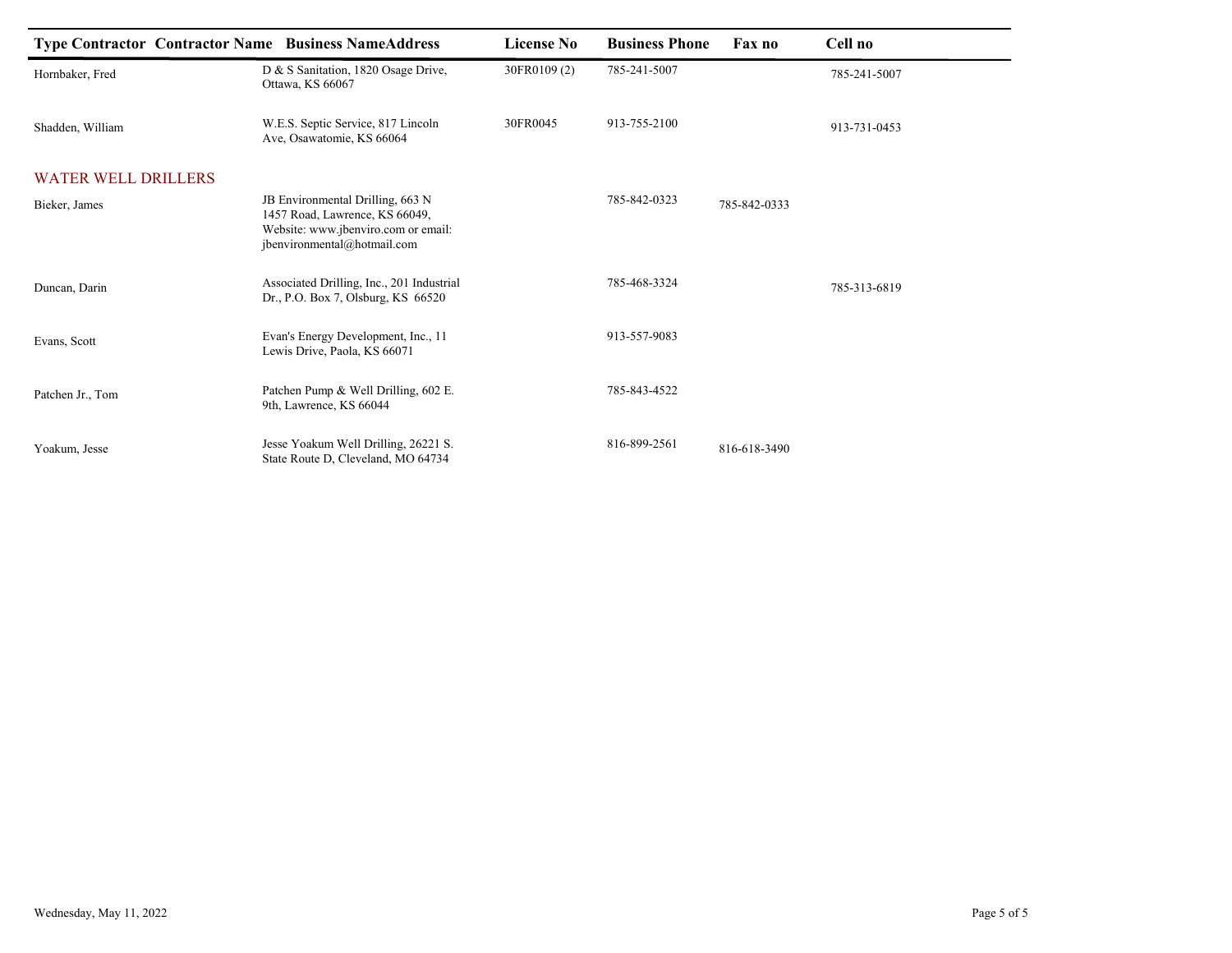| Type Contractor | Contractor Name | Business NameAddress | License No | Business Phone | Fax no | Cell no |
|---|---|---|---|---|---|---|
| | Hornbaker, Fred | D & S Sanitation, 1820 Osage Drive, Ottawa, KS 66067 | 30FR0109 (2) | 785-241-5007 | | 785-241-5007 |
| | Shadden, William | W.E.S. Septic Service, 817 Lincoln Ave, Osawatomie, KS 66064 | 30FR0045 | 913-755-2100 | | 913-731-0453 |
| WATER WELL DRILLERS | | | | | | |
| | Bieker, James | JB Environmental Drilling, 663 N 1457 Road, Lawrence, KS 66049, Website: www.jbenviro.com or email: jbenvironmental@hotmail.com | | 785-842-0323 | 785-842-0333 | |
| | Duncan, Darin | Associated Drilling, Inc., 201 Industrial Dr., P.O. Box 7, Olsburg, KS 66520 | | 785-468-3324 | | 785-313-6819 |
| | Evans, Scott | Evan's Energy Development, Inc., 11 Lewis Drive, Paola, KS 66071 | | 913-557-9083 | | |
| | Patchen Jr., Tom | Patchen Pump & Well Drilling, 602 E. 9th, Lawrence, KS 66044 | | 785-843-4522 | | |
| | Yoakum, Jesse | Jesse Yoakum Well Drilling, 26221 S. State Route D, Cleveland, MO 64734 | | 816-899-2561 | 816-618-3490 | |

Wednesday, May 11, 2022